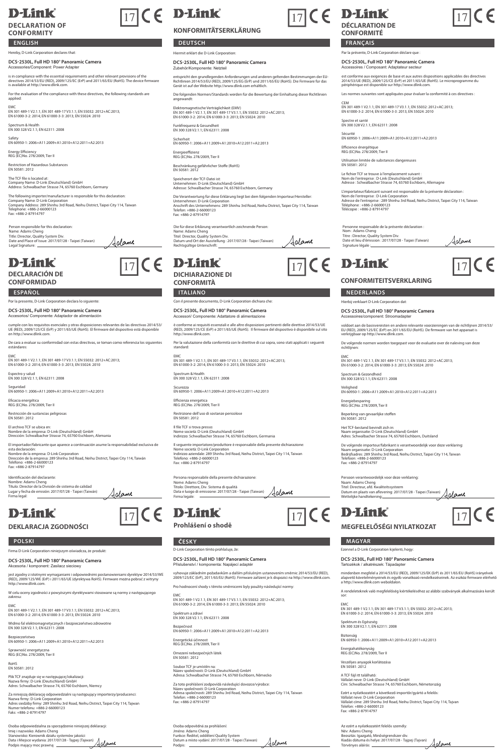# D-Link

17 CE

## DECLARATION OF CONFORMITY

### ENGLISH

Hereby, D-Link Corporation declares that:

**DCS-2530L, Full HD 180° Panoramic Camera**
Accessories/Component: Power Adapter

is in compliance with the essential requirements and other relevant provisions of the directives 2014/53/EU (RED), 2009/125/EC (ErP) and 2011/65/EU (RoHS). The device firmware is available at http://www.dlink.com.

For the evaluation of the compliance with these directives, the following standards are applied:

EMC
EN 301 489-1 V2.1.1; EN 301 489-17 V3.1.1; EN 55032: 2012+AC:2013; EN 61000-3-2: 2014; EN 61000-3-3: 2013; EN 55024: 2010

Spectrum & Health
EN 300 328 V2.1.1; EN 62311: 2008

Safety
EN 60950-1: 2006+A11:2009+A1:2010+A12:2011+A2:2013

Energy Efficiency
REG (EC)No. 278/2009, Tier II

Restriction of Hazardous Substances
EN 50581: 2012

The TCF file is located at:
Company Name: D-Link (Deutschland) GmbH
Address: Schwalbacher Strasse 74, 65760 Eschborn, Germany

The following importer/manufacturer is responsible for this declaration:
Company Name: D-Link Corporation
Company Address: 289 Shinhu 3rd Road, Neihu District, Taipei City 114, Taiwan
Telephone: +886-2-66000123
Fax: +886-2-87914797

Person responsible for this declaration:
Name: Adams Cheng
Title: Director, Quality System Div.
Date and Place of Issue: 2017/07/28 - Taipei (Taiwan)
Legal Signature:

# D-Link

17 CE

## KONFORMITÄTSERKLÄRUNG

### DEUTSCH

Hiermit erklärt die D-Link Corporation:

**DCS-2530L, Full HD 180° Panoramic Camera**
Zubehör/Komponente: Netzteil

entspricht den grundlegenden Anforderungen und anderen geltenden Bestimmungen der EU-Richtlinien 2014/53/EU (RED), 2009/125/EG (ErP) und 2011/65/EU (RoHS). Die Firmware für das Gerät ist auf der Website http://www.dlink.com erhältlich.

Die folgenden Normen/Standards werden für die Bewertung der Einhaltung dieser Richtlinien angewandt:

Elektromagnetische Verträglichkeit (EMV)
EN 301 489-1 V2.1.1; EN 301 489-17 V3.1.1; EN 55032: 2012+AC:2013; EN 61000-3-2: 2014; EN 61000-3-3: 2013; EN 55024: 2010

Funkfrequenz & Gesundheit
EN 300 328 V2.1.1; EN 62311: 2008

Sicherheit
EN 60950-1: 2006+A11:2009+A1:2010+A12:2011+A2:2013

Energieeffizienz
REG (EC)No. 278/2009, Tier II

Beschränkung gefährlicher Stoffe (RoHS)
EN 50581: 2012

Speicherort der TCF-Datei ist:
Unternehmen: D-Link (Deutschland) GmbH
Adresse: Schwalbacher Strasse 74, 65760 Eschborn, Germany

Die Verantwortung für diese Erklärung liegt bei dem folgenden Importeur/Hersteller:
Unternehmen: D-Link Corporation
Anschrift des Unternehmens: 289 Shinhu 3rd Road, Neihu District, Taipei City 114, Taiwan
Telefon: +886-2-66000123
Fax: +886-2-87914797

Die für diese Erklärung verantwortlich zeichnende Person:
Name: Adams Cheng
Titel: Director, Quality System Div.
Datum und Ort der Ausstellung : 2017/07/28 - Taipei (Taiwan)
Rechtsgültige Unterschrift:

# D-Link

17 CE

## DÉCLARATION DE CONFORMITÉ

### FRANÇAIS

Par la présente, D-Link Corporation déclare que :

**DCS-2530L, Full HD 180° Panoramic Camera**
Accessoires / Composant: Adaptateur secteur

est conforme aux exigences de base et aux autres dispositions applicables des directives 2014/53/UE (RED), 2009/125/CE (ErP) et 2011/65/UE (RoHS). Le microprogramme du périphérique est disponible sur http://www.dlink.com.

Les normes suivantes sont appliquées pour évaluer la conformité à ces directives :

CEM
EN 301 489-1 V2.1.1; EN 301 489-17 V3.1.1; EN 55032: 2012+AC:2013; EN 61000-3-2: 2014; EN 61000-3-3: 2013; EN 55024: 2010

Spectre et santé
EN 300 328 V2.1.1; EN 62311: 2008

Sécurité
EN 60950-1: 2006+A11:2009+A1:2010+A12:2011+A2:2013

Efficience énergétique
REG (EC)No. 278/2009, Tier II

Utilisation limitée de substances dangereuses
EN 50581: 2012

Le fichier TCF se trouve à l'emplacement suivant :
Nom de l'entreprise : D-Link (Deutschland) GmbH
Adresse : Schwalbacher Strasse 74, 65760 Eschborn, Allemagne

L'importateur/fabricant suivant est responsable de la présente déclaration :
Nom de l'entreprise : D-Link Corporation
Adresse de l'entreprise : 289 Shinhu 3rd Road, Neihu District, Taipei City 114, Taiwan
Téléphone : +886-2-66000123
Télécopie : +886-2-87914797

Personne responsable de la présente déclaration :
Nom : Adams Cheng
Titre : Director, Quality System Div.
Date et lieu d'émission : 2017/07/28 - Taipei (Taiwan)
Signature légale :

# D-Link

17 CE

## DECLARACIÓN DE CONFORMIDAD

### ESPAÑOL

Por la presente, D-Link Corporation declara lo siguiente:

**DCS-2530L, Full HD 180° Panoramic Camera**
Accesorios/ Componente: Adaptador de alimentación

cumple con los requisitos esenciales y otras disposiciones relevantes de las directivas 2014/53/UE (RED), 2009/125/CE (ErP) y 2011/65/UE (RoHS). El firmware del dispositivo está disponible en http://www.dlink.com.

De cara a evaluar su conformidad con estas directivas, se toman como referencia los siguientes estándares:

EMC
EN 301 489-1 V2.1.1; EN 301 489-17 V3.1.1; EN 55032: 2012+AC:2013; EN 61000-3-2: 2014; EN 61000-3-3: 2013; EN 55024: 2010

Espectro y salud
EN 300 328 V2.1.1; EN 62311: 2008

Seguridad
EN 60950-1: 2006+A11:2009+A1:2010+A12:2011+A2:2013

Eficacia energética
REG (EC)No. 278/2009, Tier II

Restricción de sustancias peligrosas
EN 50581: 2012

El archivo TCF se ubica en:
Nombre de la empresa: D-Link (Deutschland) GmbH
Dirección: Schwalbacher Strasse 74, 65760 Eschborn, Alemania

El importador/fabricante que aparece a continuación asume la responsabilidad exclusiva de esta declaración:
Nombre de la empresa: D-Link Corporation
Dirección de la empresa: 289 Shinhu 3rd Road, Neihu District, Taipei City 114, Taiwán
Teléfono: +886-2-66000123
Fax: +886-2-87914797

Identificación del declarante:
Nombre: Adams Cheng
Título: Director de la División de sistema de calidad
Lugar y fecha de emisión: 2017/07/28 - Taipei (Taiwán)
Firma legal:

# D-Link

17 CE

## DICHIARAZIONE DI CONFORMITÀ

### ITALIANO

Con il presente documento, D-Link Corporation dichiara che:

**DCS-2530L, Full HD 180° Panoramic Camera**
Accessori/ Componente: Adattatore di alimentazione

è conforme ai requisiti essenziali e alle altre disposizioni pertinenti delle direttive 2014/53/UE (RED), 2009/125/CE (ErP) e 2011/65/UE (RoHS). Il firmware del dispositivo è disponibile sul sito http://www.dlink.com.

Per la valutazione della conformità con le direttive di cui sopra, sono stati applicati i seguenti standard:

EMC
EN 301 489-1 V2.1.1; EN 301 489-17 V3.1.1; EN 55032: 2012+AC:2013; EN 61000-3-2: 2014; EN 61000-3-3: 2013; EN 55024: 2010

Spectrum & Health
EN 300 328 V2.1.1; EN 62311: 2008

Sicurezza
EN 60950-1: 2006+A11:2009+A1:2010+A12:2011+A2:2013

Efficienza energetica
REG (EC)No. 278/2009, Tier II

Restrizione dell'uso di sostanze pericolose
EN 50581: 2012

Il file TCF si trova presso:
Nome società: D-Link (Deutschland) GmbH
Indirizzo: Schwalbacher Strasse 74, 65760 Eschborn, Germania

Il seguente importatore/produttore è responsabile della presente dichiarazione:
Nome società: D-Link Corporation
Indirizzo aziendale: 289 Shinhu 3rd Road, Neihu District, Taipei City 114, Taiwan
Telefono: +886-2-66000123
Fax: +886-2-87914797

Persona responsabile della presente dichiarazione:
Nome: Adams Cheng
Titolo: Direttore, Div. Sistema di qualità
Data e luogo di emissione: 2017/07/28 - Taipei (Taiwan)
Firma legale:

# D-Link

17 CE

## CONFORMITEITSVERKLARING

### NEDERLANDS

Hierbij verklaart D-Link Corporation dat:

**DCS-2530L, Full HD 180° Panoramic Camera**
Accessoires/component: Stroomadapter

voldoet aan de basisvereisten en andere relevante voorzieningen van de richtlijnen 2014/53/EU (RED), 2009/125/EC (ErP) en 2011/65/EU (RoHS). De firmware van het apparaat is verkrijgbaar op http://www.dlink.com.

De volgende normen worden toegepast voor de evaluatie over de naleving van deze richtlijnen:

EMC
EN 301 489-1 V2.1.1; EN 301 489-17 V3.1.1; EN 55032: 2012+AC:2013; EN 61000-3-2: 2014; EN 61000-3-3: 2013; EN 55024: 2010

Spectrum & Gezondheid
EN 300 328 V2.1.1; EN 62311: 2008

Veiligheid
EN 60950-1: 2006+A11:2009+A1:2010+A12:2011+A2:2013

Energiebesparing
REG (EC)No. 278/2009, Tier II

Beperking van gevaarlijke stoffen
EN 50581: 2012

Het TCF-bestand bevindt zich in:
Naam organisatie: D-Link (Deutschland) GmbH
Adres: Schwalbacher Strasse 74, 65760 Eschborn, Duitsland

De volgende importeur/fabrikant is verantwoordelijk voor deze verklaring:
Naam organisatie: D-Link Corporation
Bedrijfsadres: 289 Shinhu 3rd Road, Neihu District, Taipei City 114, Taiwan
Telefoon: +886-2-66000123
Fax: +886-2-87914797

Persoon verantwoordelijk voor deze verklaring:
Naam: Adams Cheng
Titel: Directeur, afd. Kwaliteitssysteem
Datum en plaats van aflevering: 2017/07/28 - Taipei (Taiwan)
Wettelijke handtekening:

# D-Link

17 CE

## DEKLARACJA ZGODNOŚCI

### POLSKI

Firma D-Link Corporation niniejszym oświadcza, że produkt:

**DCS-2530L, Full HD 180° Panoramic Camera**
Akcesoria / komponent: Zasilacz sieciowy

jest zgodny z istotnymi wymaganiami i odpowiednimi postanowieniami dyrektyw 2014/53/WE (RED), 2009/125/WE (ErP) i 2011/65/UE (dyrektywa RoHS). Firmware można pobrać z witryny http://www.dlink.com.

W celu oceny zgodności z powyższymi dyrektywami stosowane są normy z następującego zakresu:

EMC
EN 301 489-1 V2.1.1; EN 301 489-17 V3.1.1; EN 55032: 2012+AC:2013; EN 61000-3-2: 2014; EN 61000-3-3: 2013; EN 55024: 2010

Widmo fal elektromagnetycznych i bezpieczeństwo zdrowotne
EN 300 328 V2.1.1; EN 62311: 2008

Bezpieczeństwo
EN 60950-1: 2006+A11:2009+A1:2010+A12:2011+A2:2013

Sprawność energetyczna
REG (EC)No. 278/2009, Tier II

RoHS
EN 50581: 2012

Plik TCF znajduje się w następującej lokalizacji:
Nazwa firmy: D-Link (Deutschland) GmbH
Adres: Schwalbacher Strasse 74, 65760 Eschborn, Niemcy

Za niniejszą deklarację odpowiedzialni są następujący importerzy/producenci:
Nazwa firmy: D-Link Corporation
Adres siedziby firmy: 289 Shinhu 3rd Road, Neihu District, Taipei City 114, Tajwan
Numer telefonu: +886-2-66000123
Faks: +886-2-87914797

Osoba odpowiedzialna za sporządzenie niniejszej deklaracji:
Imię i nazwisko: Adams Cheng
Stanowisko: Kierownik działu systemów jakości
Data i Miejsce wydania: 2017/07/28 - Tajpej (Tajwan)
Podpis mający moc prawną:

# D-Link

17 CE

## Prohlášení o shodě

### ČESKY

D-Link Corporation tímto prohlašuje, že:

**DCS-2530L, Full HD 180° Panoramic Camera**
Příslušenství / komponenta: Napájecí adaptér

vyhovuje základním požadavkům a dalším příslušným ustanovením směrnic 2014/53/EU (RED), 2009/125/EC (ErP), 2011/65/EU (RoHS). Firmware zařízení je k dispozici na http://www.dlink.com.

Pro hodnocení shody s těmito směrnicemi byly použity následující normy:

EMC
EN 301 489-1 V2.1.1; EN 301 489-17 V3.1.1; EN 55032: 2012+AC:2013; EN 61000-3-2: 2014; EN 61000-3-3: 2013; EN 55024: 2010

Spektrum a zdraví
EN 300 328 V2.1.1; EN 62311: 2008

Bezpečnost
EN 60950-1: 2006+A11:2009+A1:2010+A12:2011+A2:2013

Energetická účinnost
REG (EC)No. 278/2009, Tier II

Omezení nebezpečných látek
EN 50581: 2012

Soubor TCF je umístěn na:
Název společnosti: D-Link (Deutschland) GmbH
Adresa: Schwalbacher Strasse 74, 65760 Eschborn, Německo

Za toto prohlášení zodpovídá následující dovozce/výrobce:
Název společnosti: D-Link Corporation
Adresa společnosti: 289 Shinhu 3rd Road, Neihu District, Taipei City 114, Taiwan
Telefon: +886-2-66000123
Fax: +886-2-87914797

Osoba odpovědná za prohlášení:
Jméno: Adams Cheng
Funkce: Ředitel, oddělení Quality System
Datum a místo vydání: 2017/07/28 - Taipei (Taiwan)
Podpis:

# D-Link

17 CE

## MEGFELELŐSÉGI NYILATKOZAT

### MAGYAR

Ezennel a D-Link Corporation kijelenti, hogy:

**DCS-2530L, Full HD 180° Panoramic Camera**
Tartozékok / alkatrészek: Tápadapter

mindenben megfelel a 2014/53/EU (RED), 2009/125/EK (ErP) és 2011/65/EU (RoHS) irányelvek alapvető követelményeinek és egyéb vonatkozó rendelkezéseinek. Az eszköz firmware elérhető a http://www.dlink.com weboldalon.

A rendeleteknek való megfelelőség kiértékeléséhez az alábbi szabványok alkalmazására került sor:

EMC
EN 301 489-1 V2.1.1; EN 301 489-17 V3.1.1; EN 55032: 2012+AC:2013; EN 61000-3-2: 2014; EN 61000-3-3: 2013; EN 55024: 2010

Spektrum és Egészség
EN 300 328 V2.1.1; EN 62311: 2008

Biztonság
EN 60950-1: 2006+A11:2009+A1:2010+A12:2011+A2:2013

Energiahatékonyság
REG (EC)No. 278/2009, Tier II

Veszélyes anyagok korlátozása
EN 50581: 2012

A TCF fájl itt található:
Vállalat neve: D-Link (Deutschland) GmbH
Cím: Schwalbacher Strasse 74, 65760 Eschborn, Németország

Ezért a nyilatkozatért a következő importőr/gyártó a felelős:
Vállalat neve: D-Link Corporation
Vállalat címe: 289 Shinhu 3rd Road, Neihu District, Taipei City 114, Tajvan
Telefon: +886-2-66000123
Fax: +886-2-87914797

Az ezért a nyilatkozatért felelős személy:
Név: Adams Cheng
Beosztás: Igazgató, Minőségrendszer div.
Kiadás dátuma és helye: 2017/07/28 - Tajpej (Tajvan)
Törvényes aláírás: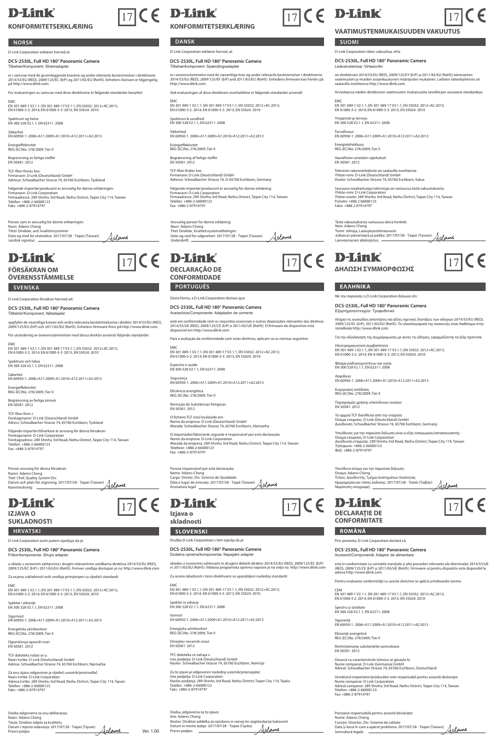# D-Link

## KONFORMITETSERKLÆRING

17 CE

### NORSK

D-Link Corporation erklærer herved at:

**DCS-2530L, Full HD 180° Panoramic Camera**
Tilbehør/Komponent: Strømadapter

er i samsvar med de grunnleggende kravene og andre relevante bestemmelser i direktivene 2014/53/EU (RED), 2009/125/EC (ErP) og 2011/65/EU (RoHS). Enhetens fastvare er tilgjengelig på http://www.dlink.com.

For evalueringen av samsvar med disse direktivene er følgende standarder benyttet:

EMC
EN 301 489-1 V2.1.1; EN 301 489-17 V3.1.1; EN 55032: 2012+AC:2013;
EN 61000-3-2: 2014; EN 61000-3-3: 2013; EN 55024: 2010

Spektrum og helse
EN 300 328 V2.1.1; EN 62311: 2008

Sikkerhet
EN 60950-1: 2006+A11:2009+A1:2010+A12:2011+A2:2013

Energieffektivitet
REG (EC)No. 278/2009, Tier II

Begrensning av farlige stoffer
EN 50581: 2012

TCF-filen finnes hos:
Firmanavn: D-Link (Deutschland) GmbH
Adresse: Schwalbacher Strasse 74, 65760 Eschborn, Tyskland

Følgende importør/produsent er ansvarlig for denne erklæringen:
Firmanavn: D-Link Corporation
Firmaadresse: 289 Shinhu 3rd Road, Neihu District, Taipei City 114, Taiwan
Telefon: +886-2-66000123
Faks: +886-2-87914797

Person som er ansvarlig for denne erklæringen:
Navn: Adams Cheng
Tittel: Direktør, avd. kvalitetssystemer
Dato og sted for utstedelse: 2017/07/28 - Taipei (Taiwan)
Juridisk signatur:

# D-Link

## KONFORMITETSERKLÆRING

17 CE

### DANSK

D-Link Corporation erklærer herved, at:

**DCS-2530L, Full HD 180° Panoramic Camera**
Tilbehør/komponent: Spændingsadapter

er i overensstemmelse med de væsentlige krav og andre relevante bestemmelser i direktiverne 2014/53/EU (RED), 2009/125/EF (ErP) og 2011/65/EU (RoHS). Enhedens firmware kan hentes på http://www.dlink.com.

Ved evalueringen af disse direktivers overholdelse er følgende standarder anvendt:

EMC
EN 301 489-1 V2.1.1; EN 301 489-17 V3.1.1; EN 55032: 2012+AC:2013;
EN 61000-3-2: 2014; EN 61000-3-3: 2013; EN 55024: 2010

Spektrum & sundhed
EN 300 328 V2.1.1; EN 62311: 2008

Sikkerhed
EN 60950-1: 2006+A11:2009+A1:2010+A12:2011+A2:2013

Energieffektivitet
REG (EC)No. 278/2009, Tier II

Begrænsning af farlige stoffer
EN 50581: 2012

TCF-filen findes hos:
Firmanavn: D-Link (Deutschland) GmbH
Adresse: Schwalbacher Strasse 74, 65760 Eschborn, Germany

Følgende importør/producent er ansvarlig for denne erklæring:
Firmanavn: D-Link Corporation
Firmaadresse: 289 Shinhu 3rd Road, Neihu District, Taipei City 114, Taiwan
Telefon: +886-2-66000123
Fax: +886-2-87914797

Ansvarlig person for denne erklæring:
Navn: Adams Cheng
Titel: Direktør, Kvalitetssystemafdelingen
Dato og sted for udgivelsen: 2017/07/28 - Taipei (Taiwan)
Underskrift:

# D-Link

## VAATIMUSTENMUKAISUUDEN VAKUUTUS

17 CE

### SUOMI

D-Link Corporation täten vakuuttaa, että:

**DCS-2530L, Full HD 180° Panoramic Camera**
Lisävaruste/osa: Virtasovitin

on direktiivien 2014/53/EU (RED), 2009/125/EY (ErP) ja 2011/65/EU (RoHS) olennaisten vaatimusten ja muiden asiaankuuluvien määräysten mukainen. Laitteen laiteohjelmisto on saatavilla osoitteessa http://www.dlink.com.

Arvioitaessa näiden direktiivien vaatimusten mukaisuutta sovellettaan seuraavia standardeja:

EMC
EN 301 489-1 V2.1.1; EN 301 489-17 V3.1.1; EN 55032: 2012+AC:2013;
EN 61000-3-2: 2014; EN 61000-3-3: 2013; EN 55024: 2010

Ympäristö ja terveys
EN 300 328 V2.1.1; EN 62311: 2008

Turvallisuus
EN 60950-1: 2006+A11:2009+A1:2010+A12:2011+A2:2013

Energiatehokkuus
REG (EC)No. 278/2009, Tier II

Vaarallisten aineiden rajoitukset
EN 50581: 2012

Tekninen rakennetiedosto on saatavilla osoitteesta:
Yhtiön nimi: D-Link (Deutschland) GmbH
Osoite: Schwalbacher Strasse 74, 65760 Eschborn, Saksa

Seuraava maahantuoja/valmistaja on vastuussa tästä vakuutuksesta:
Yhtiön nimi: D-Link Corporation
Yhtiön osoite: 289 Shinhu 3rd Road, Neihu District, Taipei City 114, Taiwan
Puhelin: +886 2 66000123
Faksi: +886 2 87914797

Tästä vakuutuksesta vastuussa oleva henkilö:
Nimi: Adams Cheng
Toimi: Johtaja, Laatujärjestelmäosasto
Julkaisun päivämäärä ja paikka: 2017/07/28 - Taipei (Taiwan)
Lainvoimainen allekirjoitus:

# D-Link

## FÖRSÄKRAN OM ÖVERENSSTÄMMELSE

17 CE

### SVENSKA

D-Link Corporation försäkrar härmed att:

**DCS-2530L, Full HD 180° Panoramic Camera**
Tillbehör/Komponent: Nätadapter

uppfyller de väsentliga kraven och andra relevanta bestämmelserna i direktiv 2014/53/EU (RED), 2009/125/EG (ErP) och 2011/65/EU (RoHS). Enhetens firmware finns på http://www.dlink.com.

För utvärdering av överensstämmelsen med dessa direktiv används följande standarder:

EMC
EN 301 489-1 V2.1.1; EN 301 489-17 V3.1.1; EN 55032: 2012+AC:2013;
EN 61000-3-2: 2014; EN 61000-3-3: 2013; EN 55024: 2010

Spektrum och hälsa
EN 300 328 V2.1.1; EN 62311: 2008

Säkerhet
EN 60950-1: 2006+A11:2009+A1:2010+A12:2011+A2:2013

Energieffektivitet
REG (EC)No. 278/2009, Tier II

Begränsning av farliga ämnen
EN 50581: 2012

TCF-filen finns i:
Företagsnamn: D-Link (Deutschland) GmbH
Adress: Schwalbacher Strasse 74, 65760 Eschborn, Tyskland

Följande importör/tillverkare är ansvarig för denna försäkran:
Företagsnamn: D-Link Corporation
Företagsadress: 289 Shinhu 3rd Road, Neihu District, Taipei City 114, Taiwan
Telefon: +886-2-66000123
Fax: +886-2-87914797

Person ansvarig för denna försäkran:
Namn: Adams Cheng
Titel: Chef, Quality System Div.
Datum och plats för utgivning: 2017/07/28 - Taipei (Taiwan)
Namnteckning:

# D-Link

## DECLARAÇÃO DE CONFORMIDADE

17 CE

### PORTUGUÊS

Desta forma, a D-Link Corporation declara que:

**DCS-2530L, Full HD 180° Panoramic Camera**
Acessórios/Componente: Adaptador de corrente

está em conformidade com os requisitos essenciais e outras disposições relevantes das diretivas 2014/53/UE (RED), 2009/125/CE (ErP) e 2011/65/UE (RoHS). O firmware do dispositivo está disponível em http://www.dlink.com.

Para a avaliação da conformidade com estas diretivas, aplicam-se as normas seguintes:

EMC
EN 301 489-1 V2.1.1; EN 301 489-17 V3.1.1; EN 55032: 2012+AC:2013;
EN 61000-3-2: 2014; EN 61000-3-3: 2013; EN 55024: 2010

Espectro e saúde
EN 300 328 V2.1.1; EN 62311: 2008

Segurança
EN 60950-1: 2006+A11:2009+A1:2010+A12:2011+A2:2013

Eficiência energética
REG (EC)No. 278/2009, Tier II

Restrição de Substâncias Perigosas
EN 50581: 2012

O ficheiro TCF está localizado em:
Nome da empresa: D-Link (Deutschland) GmbH
Morada: Schwalbacher Strasse 74, 65760 Eschborn, Alemanha

O importador/fabricante seguinte é responsável por esta declaração:
Nome da empresa: D-Link Corporation
Morada da empresa: 289 Shinhu 3rd Road, Neihu District, Taipei City 114, Taiwan
Telefone: +886-2-66000123
Fax: +886-2-87914797

Pessoa responsável por esta declaração:
Nome: Adams Cheng
Cargo: Diretor, Div. Sistema de Qualidade
Data e lugar de emissão: 2017/07/28 - Taipé (Taiwan)
Assinatura legal:

# D-Link

## ΔΗΛΩΣΗ ΣΥΜΜΟΡΦΩΣΗΣ

17 CE

### ΕΛΛΗΝΙΚΑ

Με την παρούσα, η D-Link Corporation δηλώνει ότι:

**DCS-2530L, Full HD 180° Panoramic Camera**
Εξαρτήματα/στοιχείο: Τροφοδοτικό

πληροί τις ουσιώδεις απαιτήσεις και άλλες σχετικές διατάξεις των οδηγιών 2014/53/EU (RED), 2009/125/EC (ErP), 2011/65/EU (RoHS). Το υλικολογισμικό της συσκευής είναι διαθέσιμο στην τοποθεσία http://www.dlink.com.

Για την αξιολόγηση της συμμόρφωσης με αυτές τις οδηγίες, εφαρμόζονται τα εξής πρότυπα:

Ηλεκτρομαγνητική συμβατότητα
EN 301 489-1 V2.1.1; EN 301 489-17 V3.1.1; EN 55032: 2012+AC:2013;
EN 61000-3-2: 2014; EN 61000-3-3: 2013; EN 55024: 2010

Φάσμα ραδιοσυχνοτήτων και υγεία
EN 300 328 V2.1.1; EN 62311: 2008

Ασφάλεια
EN 60950-1: 2006+A11:2009+A1:2010+A12:2011+A2:2013

Ενεργειακή απόδοση
REG (EC)No. 278/2009, Tier II

Περιορισμός χρήσης επικίνδυνων ουσιών
EN 50581: 2012

Το αρχείο TCF διατίθεται από την εταιρεία:
Όνομα εταιρείας: D-Link (Deutschland) GmbH
Διεύθυνση: Schwalbacher Strasse 74, 65760 Eschborn, Germany

Υπεύθυνος για την παρούσα δήλωση είναι ο εξής εισαγωγέας/κατασκευαστής:
Όνομα εταιρείας: D-Link Corporation
Διεύθυνση εταιρείας: 289 Shinhu 3rd Road, Neihu District, Taipei City 114, Taiwan
Τηλέφωνο: +886-2-66000123
Φαξ: +886-2-87914797

Υπεύθυνο άτομο για την παρούσα δήλωση:
Όνομα: Adams Cheng
Τίτλος: Διευθυντής, Τμήμα συστημάτων ποιότητας
Ημερομηνία και τόπος έκδοσης: 2017/07/28 - Ταϊπέι (Ταϊβάν)
Νομότυπη υπογραφή:

# D-Link

## IZJAVA O SUKLADNOSTI

17 CE

### HRVATSKI

D-Link Corporation ovim putem izjavljuje da je:

**DCS-2530L, Full HD 180° Panoramic Camera**
Pribor/komponenta: Strujni adapter

u skladu s osnovnim zahtjevima i drugim relevantnim uredbama direktiva 2014/53/EU (RED), 2009/125/EC (ErP) i 2011/65/EU (RoHS). Firmver uređaja dostupan je na: http://www.dlink.com

Za ocjenu sukladnosti ovih uređaja primijenjeni su sljedeći standardi:

EMC
EN 301 489-1 V2.1.1; EN 301 489-17 V3.1.1; EN 55032: 2012+AC:2013;
EN 61000-3-2: 2014; EN 61000-3-3: 2013; EN 55024: 2010

Spektar i zdravlje
EN 300 328 V2.1.1; EN 62311: 2008

Sigurnost
EN 60950-1: 2006+A11:2009+A1:2010+A12:2011+A2:2013

Energetska učinkovitost
REG (EC)No. 278/2009, Tier II

Ograničenja opasnih tvari
EN 50581: 2012

TCF datoteka nalazi se u:
Naziv tvrtke: D-Link (Deutschland) GmbH
Adresa: Schwalbacher Strasse 74, 65760 Eschborn, Njemačka

Za ovu izjavu odgovoran je sljedeći uvoznik/proizvođač:
Naziv tvrtke: D-Link Corporation
Adresa tvrtke: 289 Shinhu 3rd Road, Neihu District, Taipei City 114, Tajvan
Telefon: +886-2-66000123
Faks: +886-2-87914797

Osoba odgovorna za ovu deklaraciju:
Naziv: Adams Cheng
Titula: Direktor odjela za kvalitetu
Datum i mjesto izdavanja: 2017/07/28 - Taipei (Tajvan)
Pravni potpis:

# D-Link

## Izjava o skladnosti

17 CE

### SLOVENSKI

Družba D-Link Corporation s tem izjavlja da je:

**DCS-2530L, Full HD 180° Panoramic Camera**
Dodatna oprema/komponenta: Napajalni adapter

skladen z osnovnimi zahtevami in drugimi določili direktiv 2014/53/EU (RED), 2009/125/EC (ErP) in 2011/65/EU (RoHS). Vdelana programska oprema naprave je na voljo na: http://www.dlink.com

Za oceno skladnosti s temi direktivami so uporabljeni naslednji standardi:

EMC
EN 301 489-1 V2.1.1; EN 301 489-17 V3.1.1; EN 55032: 2012+AC:2013;
EN 61000-3-2: 2014; EN 61000-3-3: 2013; EN 55024: 2010

Spekter in zdravje
EN 300 328 V2.1.1; EN 62311: 2008

Varnost
EN 60950-1: 2006+A11:2009+A1:2010+A12:2011+A2:2013

Energijska učinkovitost
REG (EC)No. 278/2009, Tier II

Omejitev nevarnih snovi
EN 50581: 2012

TFC datoteka se nahaja v:
Ime podjetja: D-Link (Deutschland) GmbH
Naslov: Schwalbacher Strasse 74, 65760 Eschborn, Nemčija

Za to izjavo je odgovoren naslednji uvoznik/proizvajalec:
Ime podjetja: D-Link Corporation
Naslov podjetja: 289 Shinhu 3rd Road, Neihu District, Taipei City 114, Tajska
Telefon: +886-2-66000123
Faks: +886-2-87914797

Oseba, odgovorna za to izjavo:
Ime: Adams Cheng
Naslov: Direktor oddelka za raziskavo in razvoj ter zagotavljanje kakovosti
Datum in mesto izdaje: 2017/07/28 - Taipei (Tajska)
Pravni podpis:

# D-Link

## DECLARAȚIE DE CONFORMITATE

17 CE

### ROMÂNĂ

Prin prezenta, D-Link Corporation declară că:

**DCS-2530L, Full HD 180° Panoramic Camera**
Accesorii/Componentă: Adaptor de alimentare

este în conformitate cu cerințele esențiale și alte prevederi relevante ale directivelor 2014/53/UE (RED), 2009/125/CE (ErP) și 2011/65/UE (RoHS). Firmware-ul pentru dispozitiv este disponibil la adresa http://www.dlink.com.

Pentru evaluarea conformității cu aceste directive se aplică următoarele norme:

CEM
EN 301 489-1 V2.1.1; EN 301 489-17 V3.1.1; EN 55032: 2012+AC:2013;
EN 61000-3-2: 2014; EN 61000-3-3: 2013; EN 55024: 2010

Spectru și sănătate
EN 300 328 V2.1.1; EN 62311: 2008

Siguranță
EN 60950-1: 2006+A11:2009+A1:2010+A12:2011+A2:2013

Eficiență energetică
REG (EC)No. 278/2009, Tier II

Restricționarea substanțelor periculoase
EN 50581: 2012

Dosarul cu caracteristicile tehnice se găsește la:
Nume companie: D-Link (Germania) GmbH
Adresă: Schwalbacher Strasse 74, 65760 Eschborn, Deutschland

Următorul importator/producător este responsabil pentru această declarație:
Nume companie: D-Link Corporation
Adresă companie: 289 Shinhu 3rd Road, Neihu District, Taipei City 114, Taiwan
Telefon: +886-2-66000123
Fax: +886-2-87914797

Persoană responsabilă pentru această declarație:
Nume: Adams Cheng
Funcție: Director, Div. Sisteme de calitate
Data și locul în care a apărut problema: 2017/07/28 - Taipei (Taiwan)
Semnătură legală:

Ver. 1.00